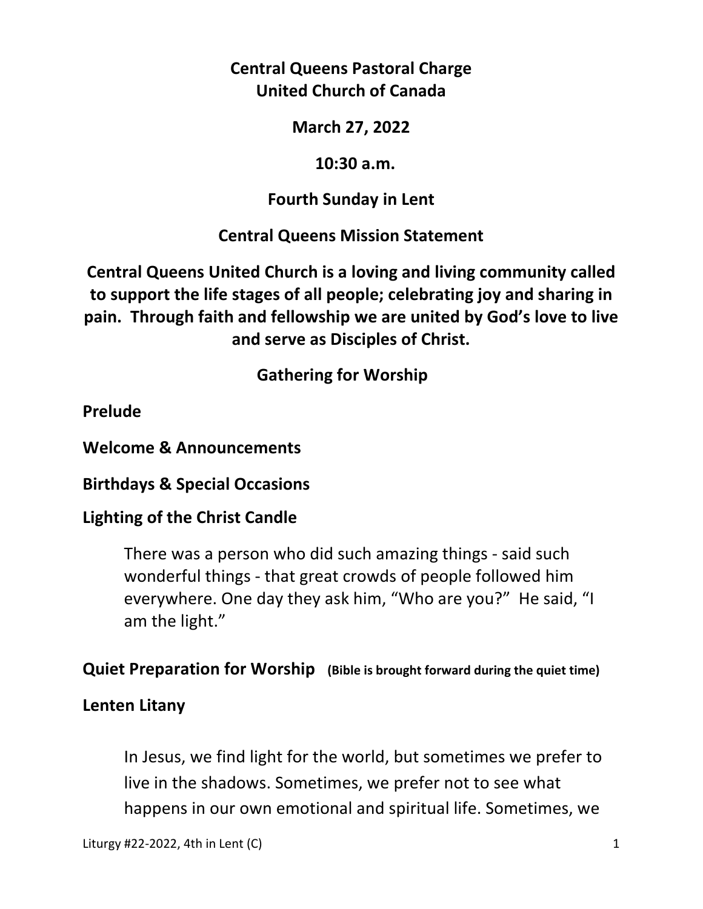**Central Queens Pastoral Charge**
**United Church of Canada**

**March 27, 2022**

**10:30 a.m.**

**Fourth Sunday in Lent**

**Central Queens Mission Statement**

**Central Queens United Church is a loving and living community called to support the life stages of all people; celebrating joy and sharing in pain. Through faith and fellowship we are united by God's love to live and serve as Disciples of Christ.**

**Gathering for Worship**

**Prelude**

**Welcome & Announcements**

**Birthdays & Special Occasions**

**Lighting of the Christ Candle**

> There was a person who did such amazing things - said such wonderful things - that great crowds of people followed him everywhere. One day they ask him, "Who are you?" He said, "I am the light."

**Quiet Preparation for Worship** **(Bible is brought forward during the quiet time)**

**Lenten Litany**

> In Jesus, we find light for the world, but sometimes we prefer to live in the shadows. Sometimes, we prefer not to see what happens in our own emotional and spiritual life. Sometimes, we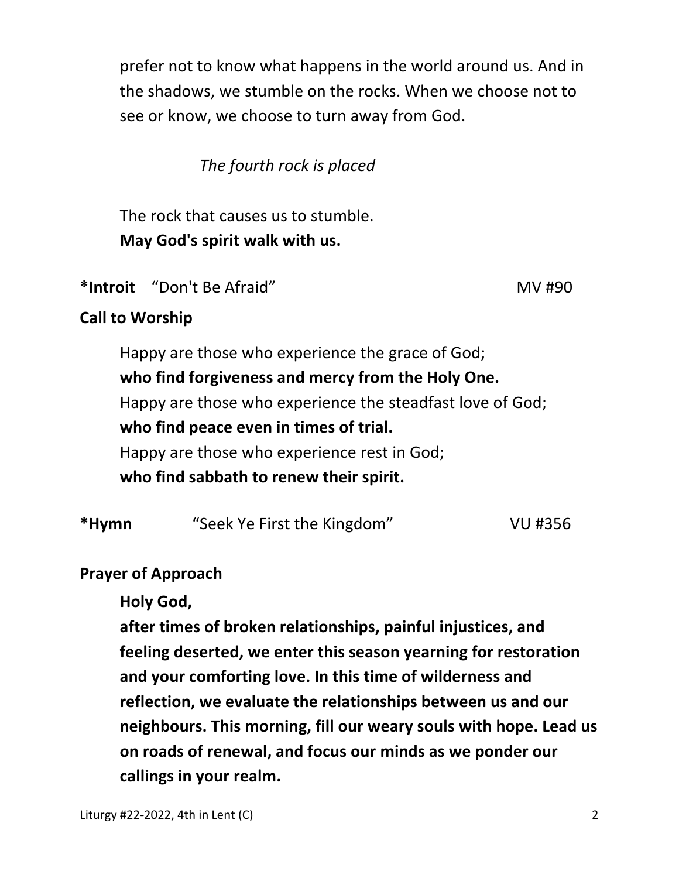prefer not to know what happens in the world around us. And in the shadows, we stumble on the rocks. When we choose not to see or know, we choose to turn away from God.

*The fourth rock is placed*

The rock that causes us to stumble.
**May God's spirit walk with us.**

**\*Introit** "Don't Be Afraid" MV #90

**Call to Worship**

Happy are those who experience the grace of God;
**who find forgiveness and mercy from the Holy One.**
Happy are those who experience the steadfast love of God;
**who find peace even in times of trial.**
Happy are those who experience rest in God;
**who find sabbath to renew their spirit.**

**\*Hymn** "Seek Ye First the Kingdom" VU #356

**Prayer of Approach**

**Holy God,**
**after times of broken relationships, painful injustices, and feeling deserted, we enter this season yearning for restoration and your comforting love. In this time of wilderness and reflection, we evaluate the relationships between us and our neighbours. This morning, fill our weary souls with hope. Lead us on roads of renewal, and focus our minds as we ponder our callings in your realm.**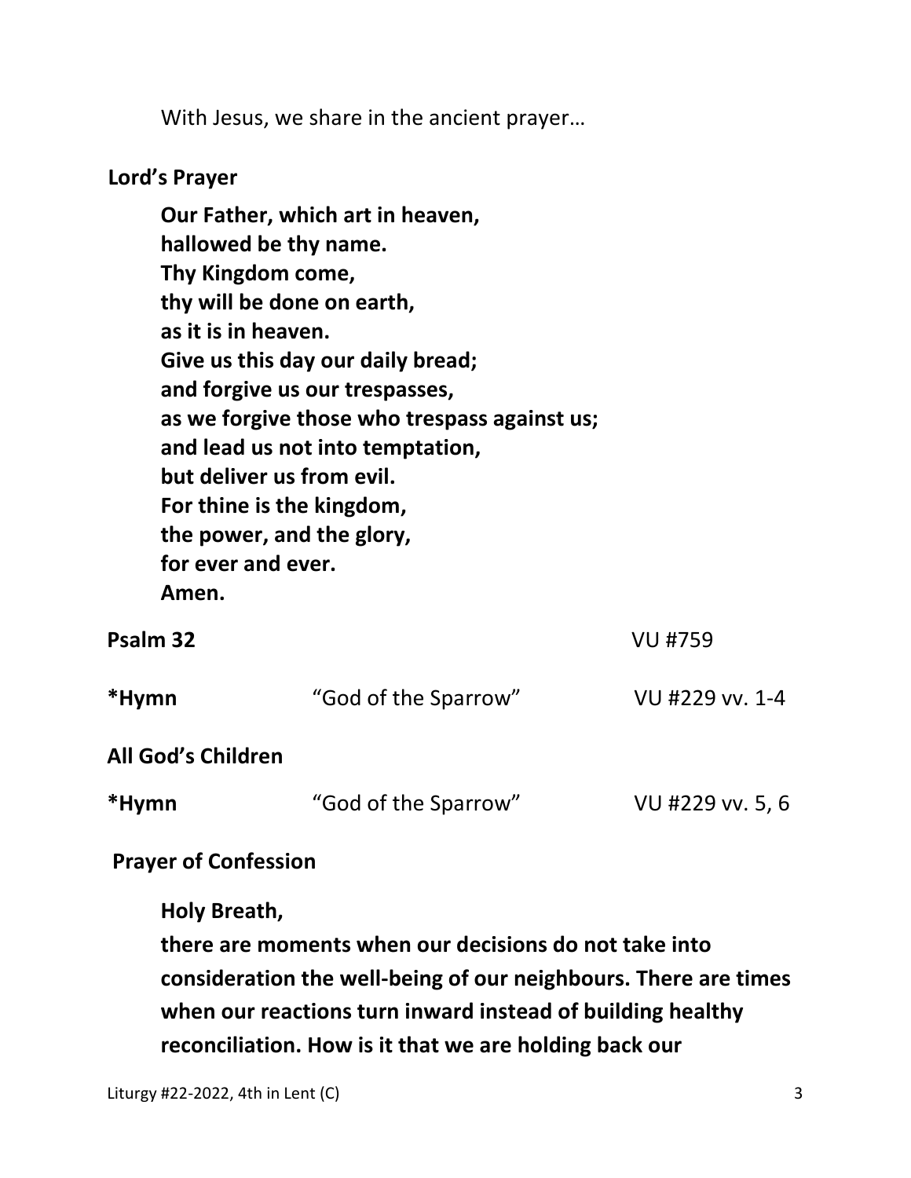With Jesus, we share in the ancient prayer…

**Lord's Prayer**

**Our Father, which art in heaven,**
**hallowed be thy name.**
**Thy Kingdom come,**
**thy will be done on earth,**
**as it is in heaven.**
**Give us this day our daily bread;**
**and forgive us our trespasses,**
**as we forgive those who trespass against us;**
**and lead us not into temptation,**
**but deliver us from evil.**
**For thine is the kingdom,**
**the power, and the glory,**
**for ever and ever.**
**Amen.**

**Psalm 32** VU #759

***Hymn** "God of the Sparrow" VU #229 vv. 1-4

**All God's Children**

***Hymn** "God of the Sparrow" VU #229 vv. 5, 6

**Prayer of Confession**

**Holy Breath,**
**there are moments when our decisions do not take into consideration the well-being of our neighbours. There are times when our reactions turn inward instead of building healthy reconciliation. How is it that we are holding back our**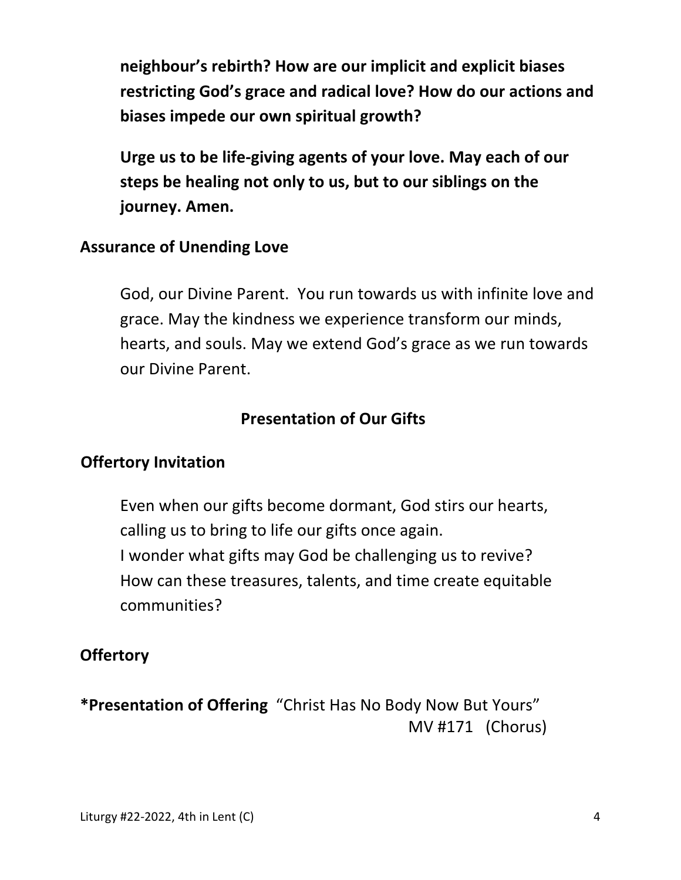**neighbour's rebirth? How are our implicit and explicit biases restricting God's grace and radical love? How do our actions and biases impede our own spiritual growth?**

**Urge us to be life-giving agents of your love. May each of our steps be healing not only to us, but to our siblings on the journey. Amen.**

**Assurance of Unending Love**

God, our Divine Parent. You run towards us with infinite love and grace. May the kindness we experience transform our minds, hearts, and souls. May we extend God's grace as we run towards our Divine Parent.

## Presentation of Our Gifts

**Offertory Invitation**

Even when our gifts become dormant, God stirs our hearts, calling us to bring to life our gifts once again.
I wonder what gifts may God be challenging us to revive?
How can these treasures, talents, and time create equitable communities?

**Offertory**

***Presentation of Offering** "Christ Has No Body Now But Yours" MV #171 (Chorus)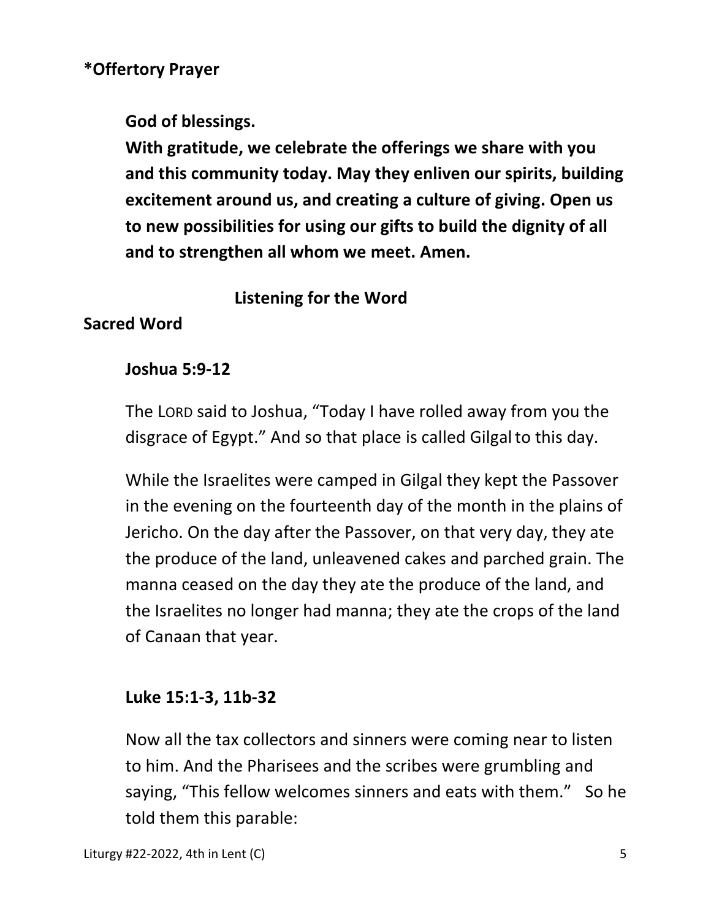**\*Offertory Prayer**

**God of blessings.**

**With gratitude, we celebrate the offerings we share with you and this community today. May they enliven our spirits, building excitement around us, and creating a culture of giving. Open us to new possibilities for using our gifts to build the dignity of all and to strengthen all whom we meet. Amen.**

**Listening for the Word**

**Sacred Word**

**Joshua 5:9-12**

The LORD said to Joshua, "Today I have rolled away from you the disgrace of Egypt." And so that place is called Gilgal to this day.

While the Israelites were camped in Gilgal they kept the Passover in the evening on the fourteenth day of the month in the plains of Jericho. On the day after the Passover, on that very day, they ate the produce of the land, unleavened cakes and parched grain. The manna ceased on the day they ate the produce of the land, and the Israelites no longer had manna; they ate the crops of the land of Canaan that year.

**Luke 15:1-3, 11b-32**

Now all the tax collectors and sinners were coming near to listen to him. And the Pharisees and the scribes were grumbling and saying, "This fellow welcomes sinners and eats with them." So he told them this parable: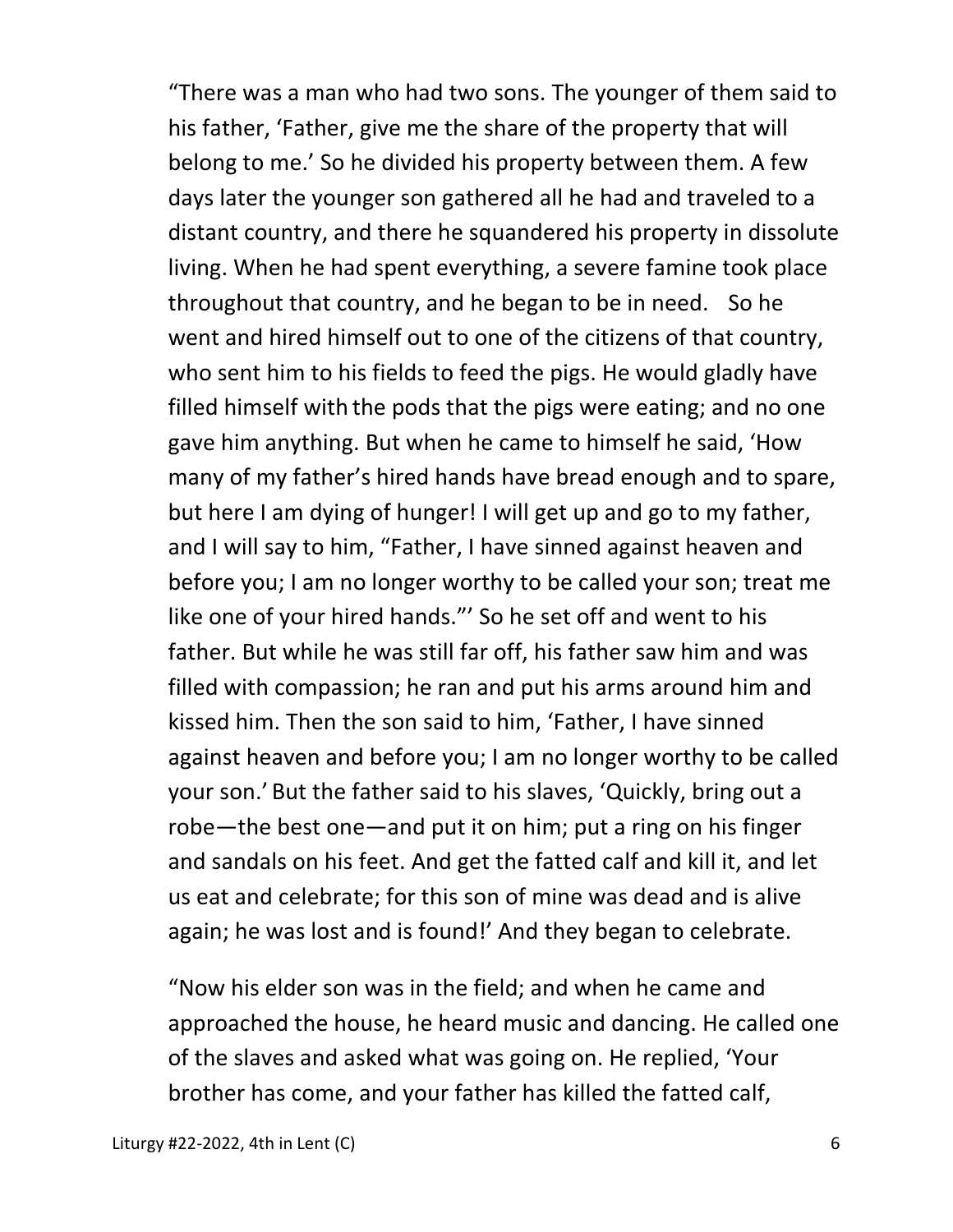"There was a man who had two sons. The younger of them said to his father, 'Father, give me the share of the property that will belong to me.' So he divided his property between them. A few days later the younger son gathered all he had and traveled to a distant country, and there he squandered his property in dissolute living. When he had spent everything, a severe famine took place throughout that country, and he began to be in need. So he went and hired himself out to one of the citizens of that country, who sent him to his fields to feed the pigs. He would gladly have filled himself with the pods that the pigs were eating; and no one gave him anything. But when he came to himself he said, 'How many of my father's hired hands have bread enough and to spare, but here I am dying of hunger! I will get up and go to my father, and I will say to him, "Father, I have sinned against heaven and before you; I am no longer worthy to be called your son; treat me like one of your hired hands."' So he set off and went to his father. But while he was still far off, his father saw him and was filled with compassion; he ran and put his arms around him and kissed him. Then the son said to him, 'Father, I have sinned against heaven and before you; I am no longer worthy to be called your son.' But the father said to his slaves, 'Quickly, bring out a robe—the best one—and put it on him; put a ring on his finger and sandals on his feet. And get the fatted calf and kill it, and let us eat and celebrate; for this son of mine was dead and is alive again; he was lost and is found!' And they began to celebrate.

"Now his elder son was in the field; and when he came and approached the house, he heard music and dancing. He called one of the slaves and asked what was going on. He replied, 'Your brother has come, and your father has killed the fatted calf,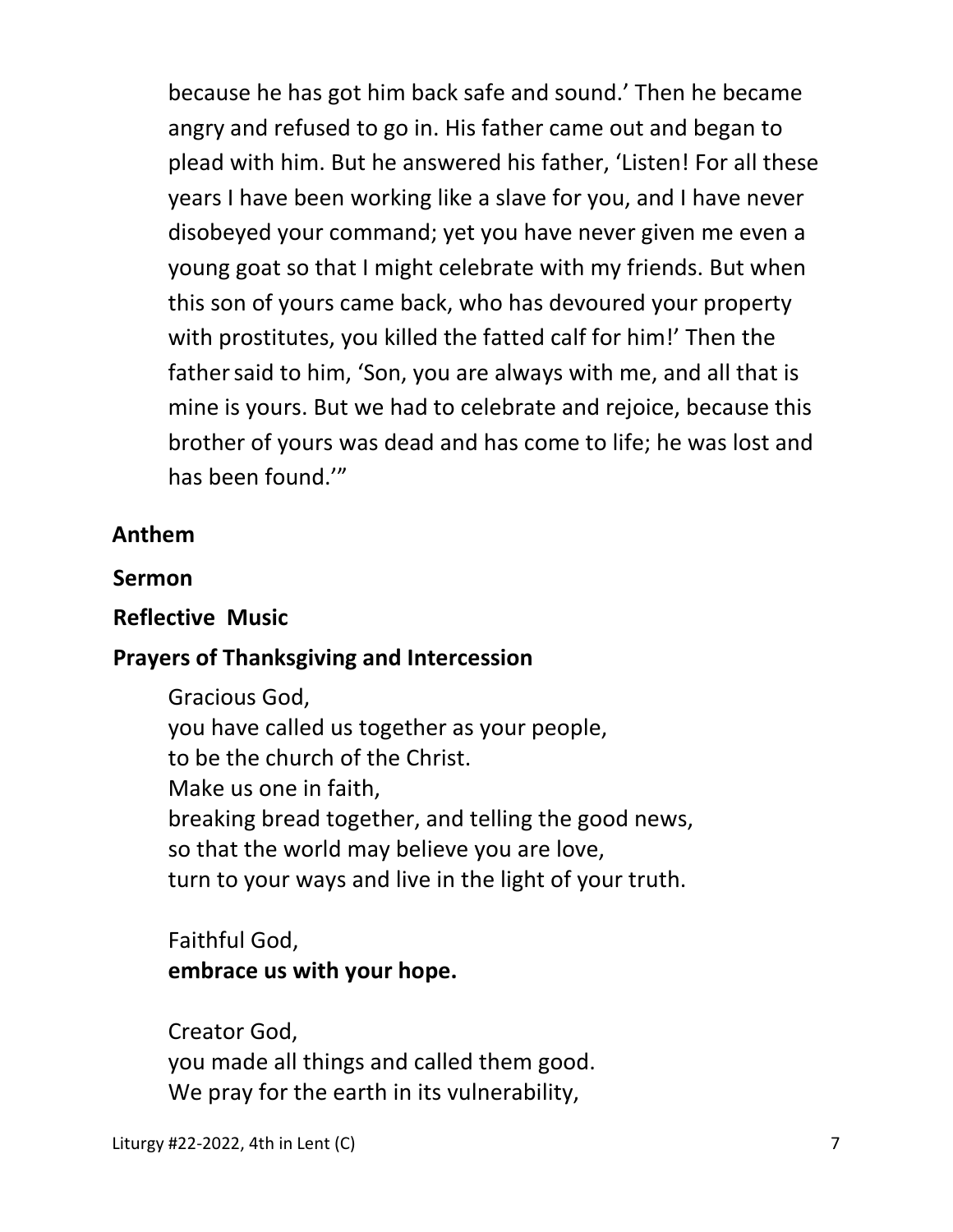because he has got him back safe and sound.' Then he became angry and refused to go in. His father came out and began to plead with him. But he answered his father, 'Listen! For all these years I have been working like a slave for you, and I have never disobeyed your command; yet you have never given me even a young goat so that I might celebrate with my friends. But when this son of yours came back, who has devoured your property with prostitutes, you killed the fatted calf for him!' Then the father said to him, 'Son, you are always with me, and all that is mine is yours. But we had to celebrate and rejoice, because this brother of yours was dead and has come to life; he was lost and has been found.'"

**Anthem**

**Sermon**

**Reflective Music**

**Prayers of Thanksgiving and Intercession**

Gracious God,
you have called us together as your people,
to be the church of the Christ.
Make us one in faith,
breaking bread together, and telling the good news,
so that the world may believe you are love,
turn to your ways and live in the light of your truth.

Faithful God,
**embrace us with your hope.**

Creator God,
you made all things and called them good.
We pray for the earth in its vulnerability,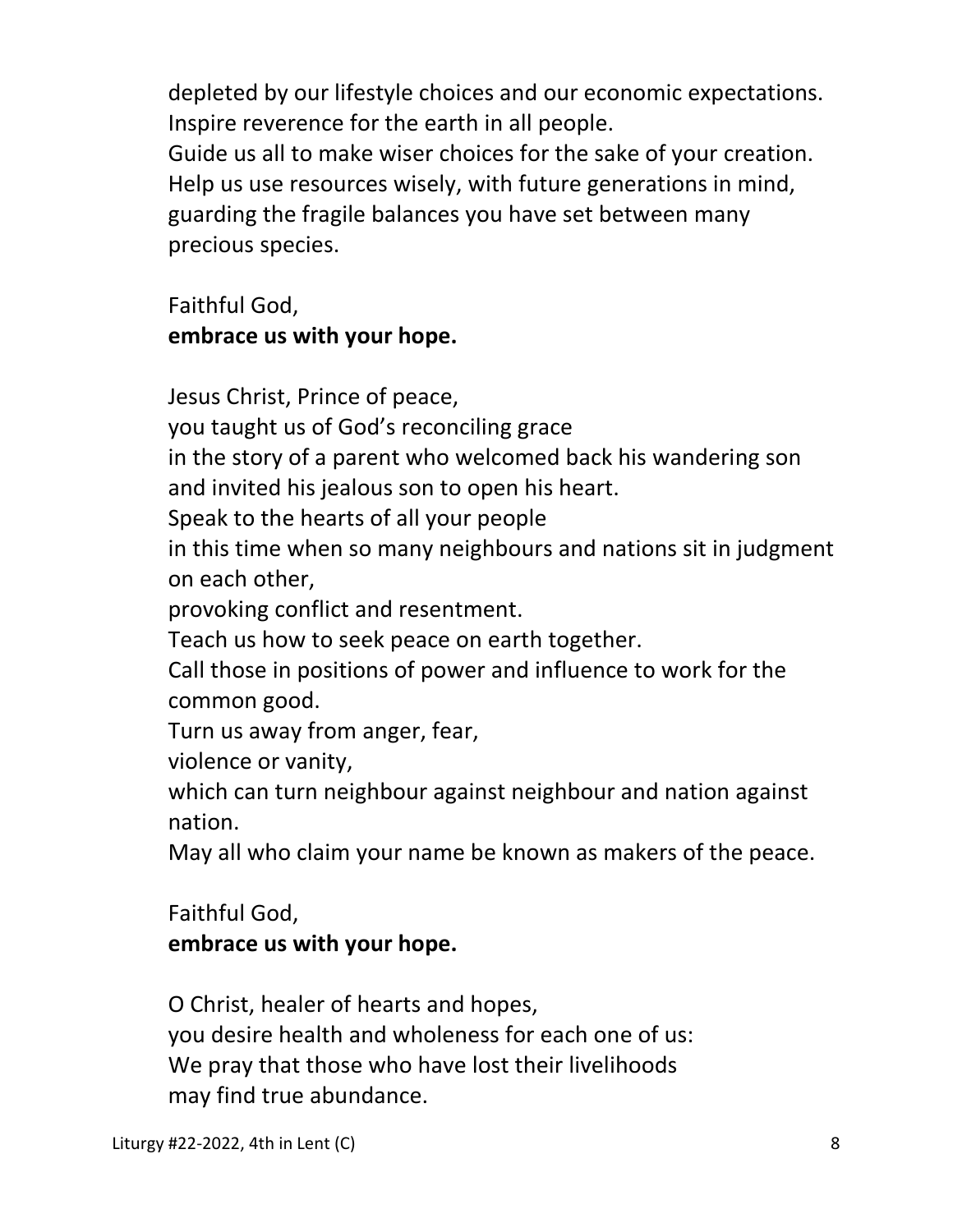depleted by our lifestyle choices and our economic expectations.
Inspire reverence for the earth in all people.
Guide us all to make wiser choices for the sake of your creation.
Help us use resources wisely, with future generations in mind,
guarding the fragile balances you have set between many
precious species.

Faithful God,
**embrace us with your hope.**

Jesus Christ, Prince of peace,
you taught us of God's reconciling grace
in the story of a parent who welcomed back his wandering son
and invited his jealous son to open his heart.
Speak to the hearts of all your people
in this time when so many neighbours and nations sit in judgment on each other,
provoking conflict and resentment.
Teach us how to seek peace on earth together.
Call those in positions of power and influence to work for the common good.
Turn us away from anger, fear,
violence or vanity,
which can turn neighbour against neighbour and nation against nation.
May all who claim your name be known as makers of the peace.

Faithful God,
**embrace us with your hope.**

O Christ, healer of hearts and hopes,
you desire health and wholeness for each one of us:
We pray that those who have lost their livelihoods
may find true abundance.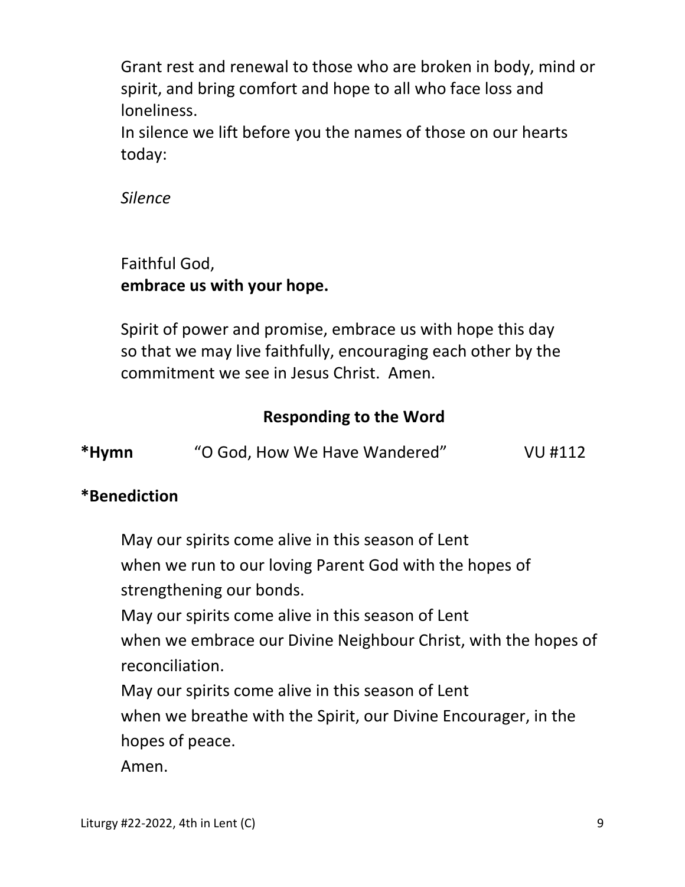Grant rest and renewal to those who are broken in body, mind or spirit, and bring comfort and hope to all who face loss and loneliness.
In silence we lift before you the names of those on our hearts today:

*Silence*

Faithful God,
**embrace us with your hope.**

Spirit of power and promise, embrace us with hope this day so that we may live faithfully, encouraging each other by the commitment we see in Jesus Christ. Amen.

## Responding to the Word

**\*Hymn** "O God, How We Have Wandered" VU #112

**\*Benediction**

May our spirits come alive in this season of Lent
when we run to our loving Parent God with the hopes of strengthening our bonds.
May our spirits come alive in this season of Lent
when we embrace our Divine Neighbour Christ, with the hopes of reconciliation.
May our spirits come alive in this season of Lent
when we breathe with the Spirit, our Divine Encourager, in the hopes of peace.
Amen.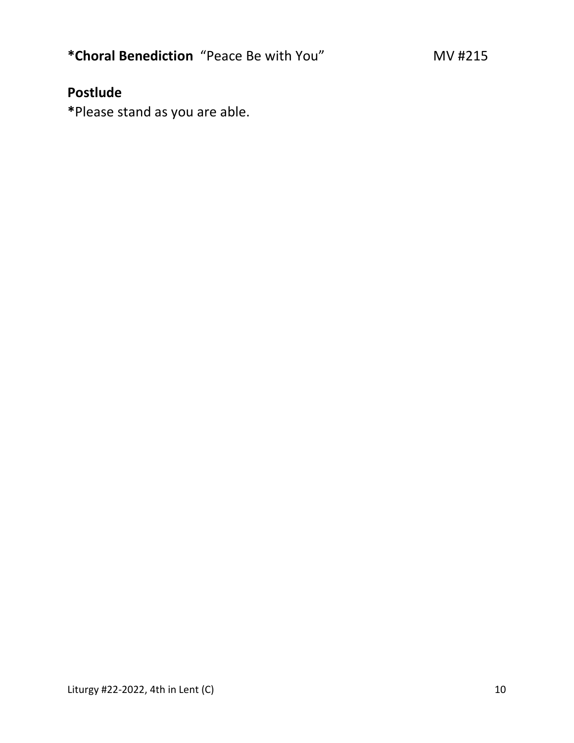**\*Choral Benediction** "Peace Be with You" MV #215

**Postlude**

**\***Please stand as you are able.

***Choral Benediction** "Peace Be with You" MV #215

**Postlude**

*Please stand as you are able.